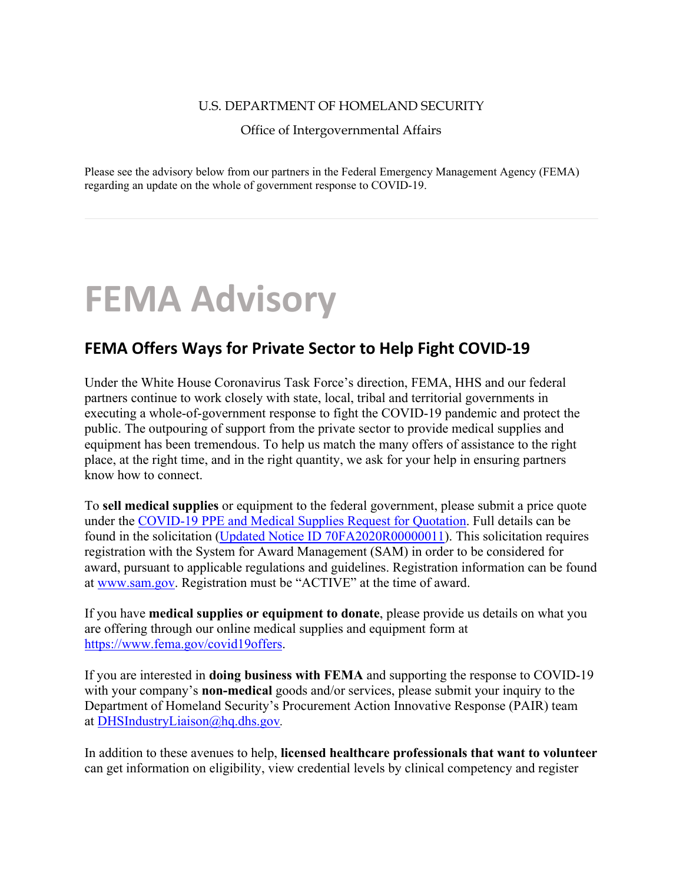U.S. DEPARTMENT OF HOMELAND SECURITY

Office of Intergovernmental Affairs

Please see the advisory below from our partners in the Federal Emergency Management Agency (FEMA) regarding an update on the whole of government response to COVID-19.

---

# FEMA Advisory

## FEMA Offers Ways for Private Sector to Help Fight COVID-19

Under the White House Coronavirus Task Force's direction, FEMA, HHS and our federal partners continue to work closely with state, local, tribal and territorial governments in executing a whole-of-government response to fight the COVID-19 pandemic and protect the public. The outpouring of support from the private sector to provide medical supplies and equipment has been tremendous. To help us match the many offers of assistance to the right place, at the right time, and in the right quantity, we ask for your help in ensuring partners know how to connect.

To **sell medical supplies** or equipment to the federal government, please submit a price quote under the COVID-19 PPE and Medical Supplies Request for Quotation. Full details can be found in the solicitation (Updated Notice ID 70FA2020R00000011). This solicitation requires registration with the System for Award Management (SAM) in order to be considered for award, pursuant to applicable regulations and guidelines. Registration information can be found at www.sam.gov. Registration must be "ACTIVE" at the time of award.

If you have **medical supplies or equipment to donate**, please provide us details on what you are offering through our online medical supplies and equipment form at https://www.fema.gov/covid19offers.

If you are interested in **doing business with FEMA** and supporting the response to COVID-19 with your company's **non-medical** goods and/or services, please submit your inquiry to the Department of Homeland Security's Procurement Action Innovative Response (PAIR) team at DHSIndustryLiaison@hq.dhs.gov.

In addition to these avenues to help, **licensed healthcare professionals that want to volunteer** can get information on eligibility, view credential levels by clinical competency and register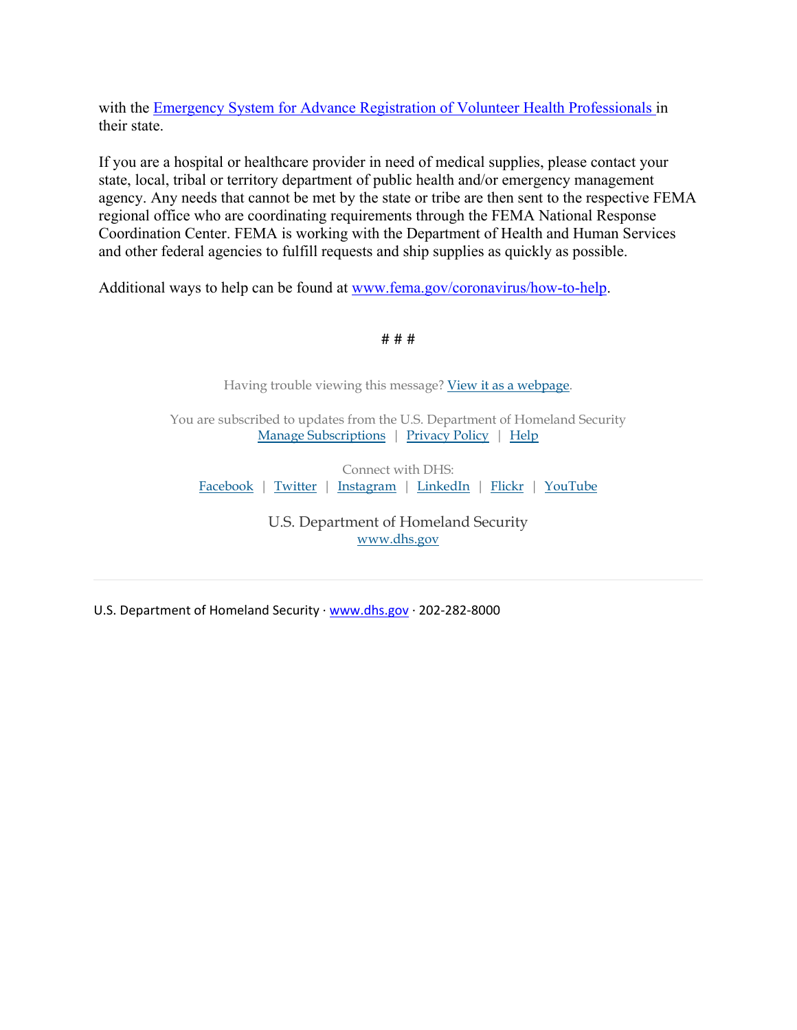with the [Emergency System for Advance Registration of Volunteer Health Professionals](#) in their state.

If you are a hospital or healthcare provider in need of medical supplies, please contact your state, local, tribal or territory department of public health and/or emergency management agency. Any needs that cannot be met by the state or tribe are then sent to the respective FEMA regional office who are coordinating requirements through the FEMA National Response Coordination Center. FEMA is working with the Department of Health and Human Services and other federal agencies to fulfill requests and ship supplies as quickly as possible.

Additional ways to help can be found at www.fema.gov/coronavirus/how-to-help.

# # #

Having trouble viewing this message? View it as a webpage.

You are subscribed to updates from the U.S. Department of Homeland Security
Manage Subscriptions | Privacy Policy | Help

Connect with DHS:
Facebook | Twitter | Instagram | LinkedIn | Flickr | YouTube

U.S. Department of Homeland Security
www.dhs.gov

U.S. Department of Homeland Security · www.dhs.gov · 202-282-8000